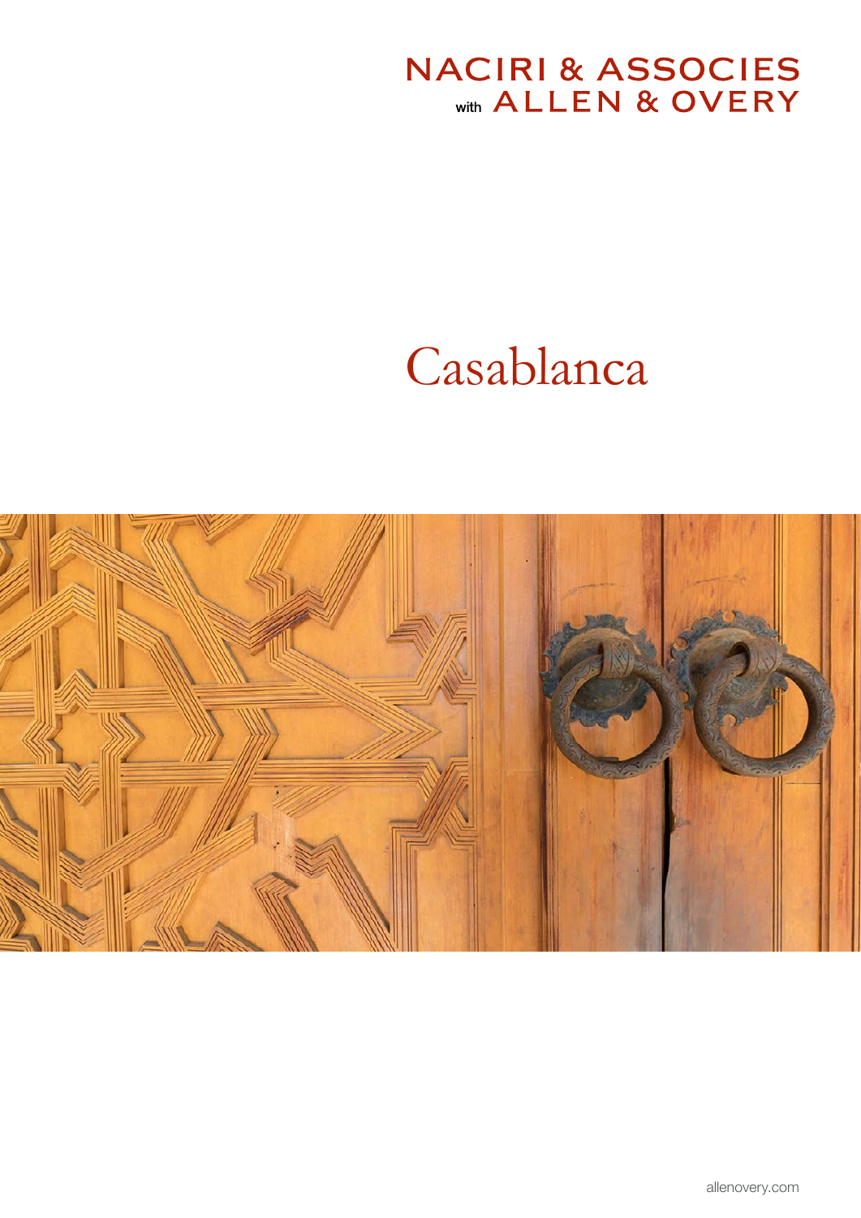NACIRI & ASSOCIES
with ALLEN & OVERY

# Casablanca

allenovery.com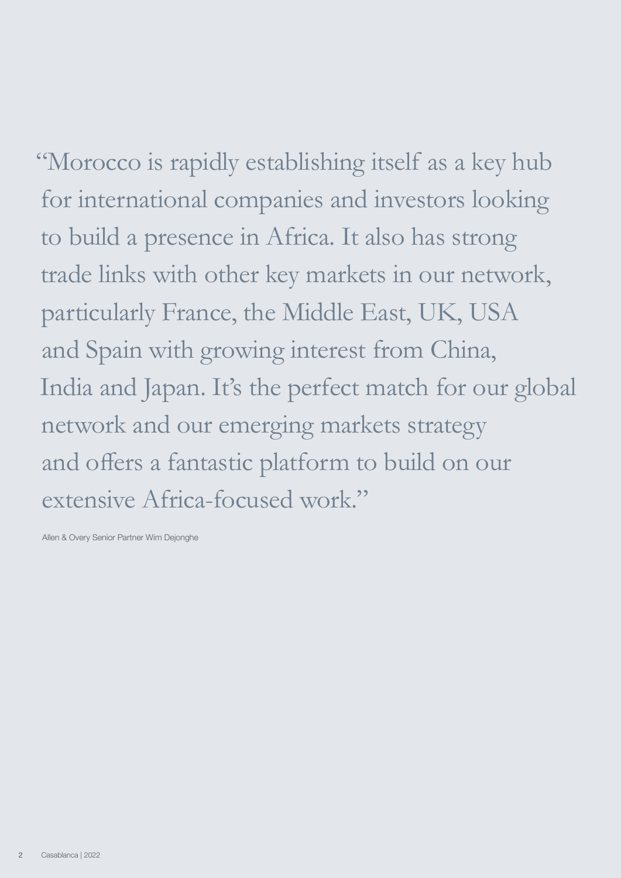"Morocco is rapidly establishing itself as a key hub for international companies and investors looking to build a presence in Africa. It also has strong trade links with other key markets in our network, particularly France, the Middle East, UK, USA and Spain with growing interest from China, India and Japan. It's the perfect match for our global network and our emerging markets strategy and offers a fantastic platform to build on our extensive Africa-focused work."

Allen & Overy Senior Partner Wim Dejonghe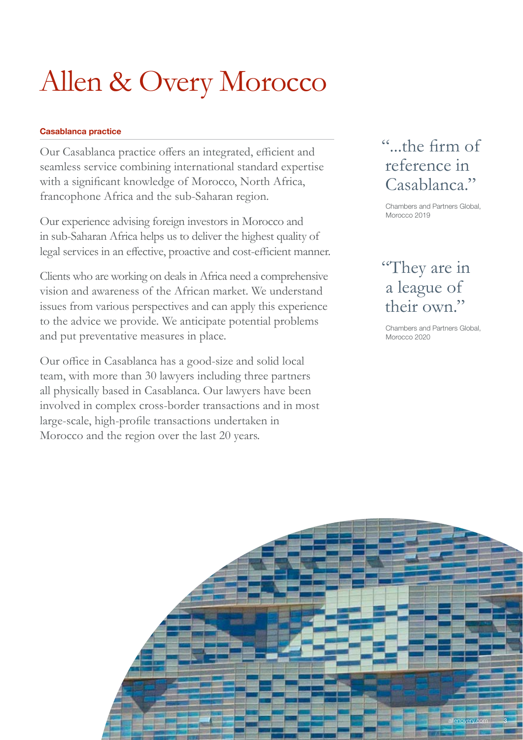# Allen & Overy Morocco

**Casablanca practice**

Our Casablanca practice offers an integrated, efficient and seamless service combining international standard expertise with a significant knowledge of Morocco, North Africa, francophone Africa and the sub-Saharan region.

Our experience advising foreign investors in Morocco and in sub-Saharan Africa helps us to deliver the highest quality of legal services in an effective, proactive and cost-efficient manner.

Clients who are working on deals in Africa need a comprehensive vision and awareness of the African market. We understand issues from various perspectives and can apply this experience to the advice we provide. We anticipate potential problems and put preventative measures in place.

Our office in Casablanca has a good-size and solid local team, with more than 30 lawyers including three partners all physically based in Casablanca. Our lawyers have been involved in complex cross-border transactions and in most large-scale, high-profile transactions undertaken in Morocco and the region over the last 20 years.

> "...the firm of reference in Casablanca."
>
> Chambers and Partners Global, Morocco 2019

> "They are in a league of their own."
>
> Chambers and Partners Global, Morocco 2020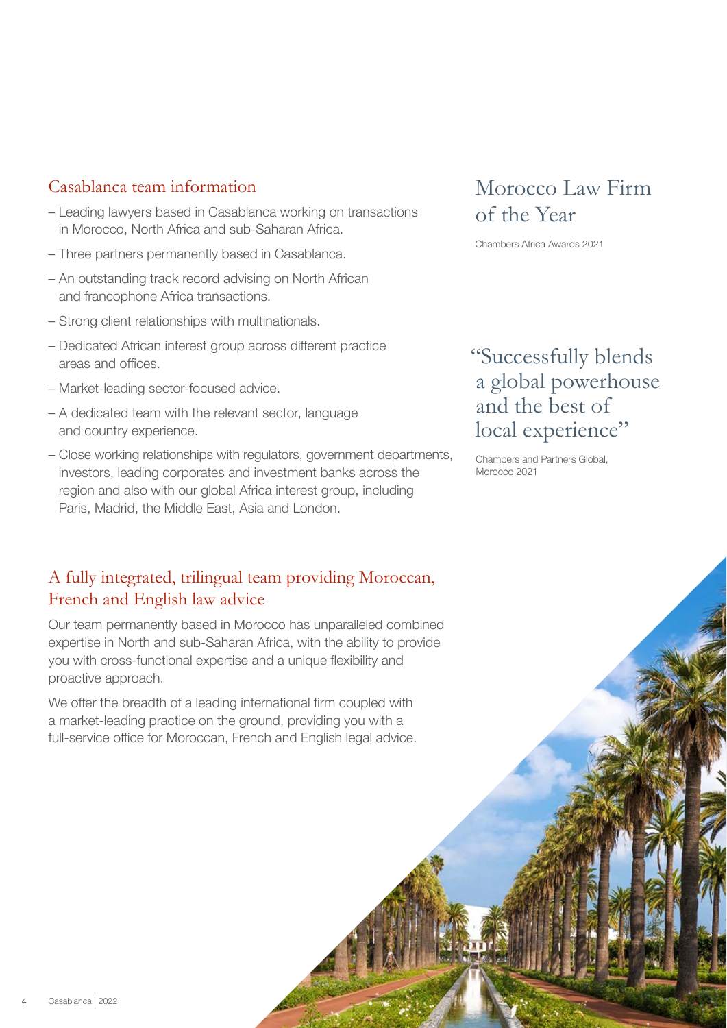## Casablanca team information

- Leading lawyers based in Casablanca working on transactions in Morocco, North Africa and sub-Saharan Africa.
- Three partners permanently based in Casablanca.
- An outstanding track record advising on North African and francophone Africa transactions.
- Strong client relationships with multinationals.
- Dedicated African interest group across different practice areas and offices.
- Market-leading sector-focused advice.
- A dedicated team with the relevant sector, language and country experience.
- Close working relationships with regulators, government departments, investors, leading corporates and investment banks across the region and also with our global Africa interest group, including Paris, Madrid, the Middle East, Asia and London.

## A fully integrated, trilingual team providing Moroccan, French and English law advice

Our team permanently based in Morocco has unparalleled combined expertise in North and sub-Saharan Africa, with the ability to provide you with cross-functional expertise and a unique flexibility and proactive approach.

We offer the breadth of a leading international firm coupled with a market-leading practice on the ground, providing you with a full-service office for Moroccan, French and English legal advice.

## Morocco Law Firm of the Year

Chambers Africa Awards 2021

> "Successfully blends a global powerhouse and the best of local experience"

Chambers and Partners Global, Morocco 2021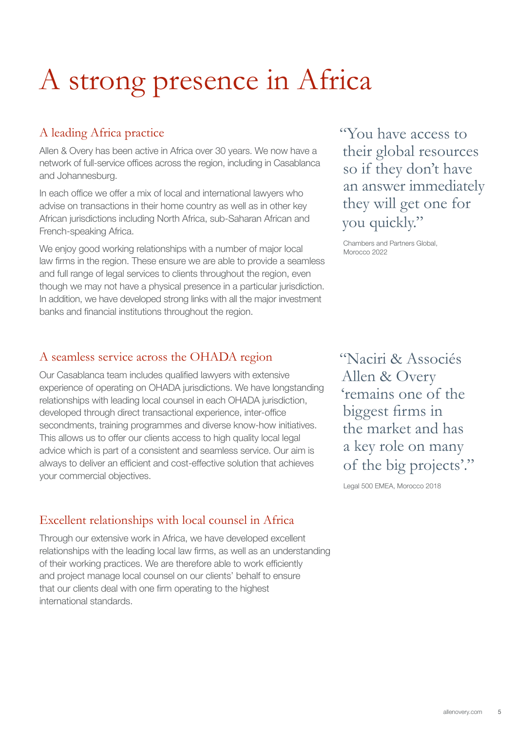# A strong presence in Africa

## A leading Africa practice

Allen & Overy has been active in Africa over 30 years. We now have a network of full-service offices across the region, including in Casablanca and Johannesburg.

In each office we offer a mix of local and international lawyers who advise on transactions in their home country as well as in other key African jurisdictions including North Africa, sub-Saharan African and French-speaking Africa.

We enjoy good working relationships with a number of major local law firms in the region. These ensure we are able to provide a seamless and full range of legal services to clients throughout the region, even though we may not have a physical presence in a particular jurisdiction. In addition, we have developed strong links with all the major investment banks and financial institutions throughout the region.

> "You have access to their global resources so if they don't have an answer immediately they will get one for you quickly."
>
> Chambers and Partners Global, Morocco 2022

## A seamless service across the OHADA region

Our Casablanca team includes qualified lawyers with extensive experience of operating on OHADA jurisdictions. We have longstanding relationships with leading local counsel in each OHADA jurisdiction, developed through direct transactional experience, inter-office secondments, training programmes and diverse know-how initiatives. This allows us to offer our clients access to high quality local legal advice which is part of a consistent and seamless service. Our aim is always to deliver an efficient and cost-effective solution that achieves your commercial objectives.

> "Naciri & Associés Allen & Overy 'remains one of the biggest firms in the market and has a key role on many of the big projects'."
>
> Legal 500 EMEA, Morocco 2018

## Excellent relationships with local counsel in Africa

Through our extensive work in Africa, we have developed excellent relationships with the leading local law firms, as well as an understanding of their working practices. We are therefore able to work efficiently and project manage local counsel on our clients' behalf to ensure that our clients deal with one firm operating to the highest international standards.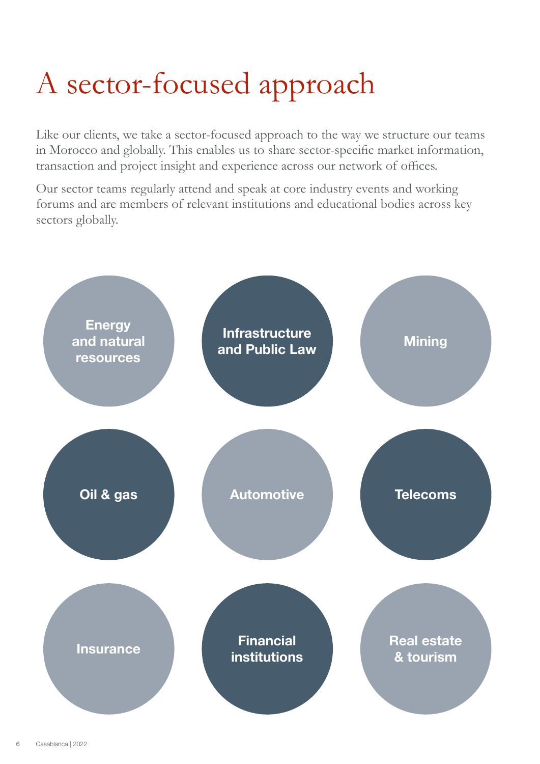# A sector-focused approach

Like our clients, we take a sector-focused approach to the way we structure our teams in Morocco and globally. This enables us to share sector-specific market information, transaction and project insight and experience across our network of offices.

Our sector teams regularly attend and speak at core industry events and working forums and are members of relevant institutions and educational bodies across key sectors globally.

- **Energy and natural resources**
- **Infrastructure and Public Law**
- **Mining**
- **Oil & gas**
- **Automotive**
- **Telecoms**
- **Insurance**
- **Financial institutions**
- **Real estate & tourism**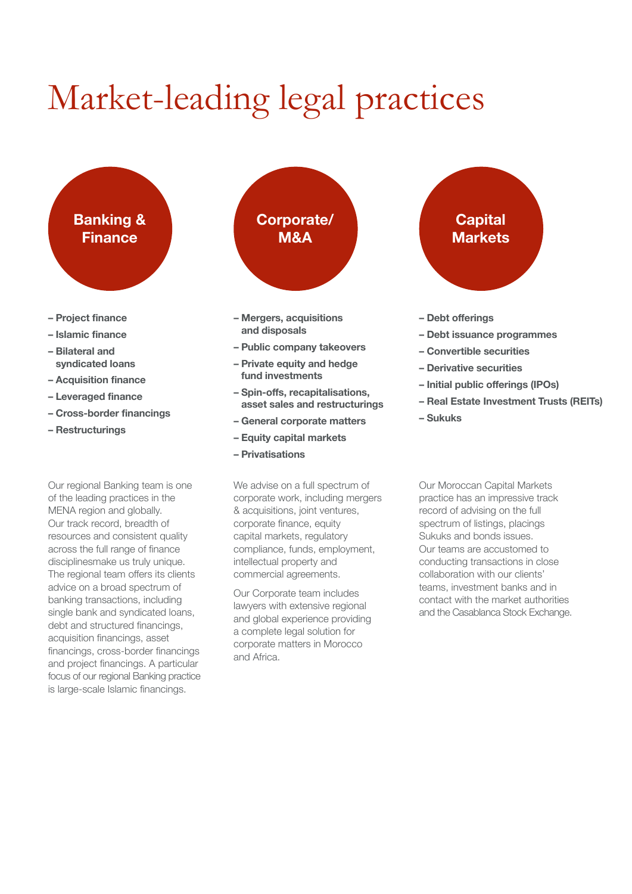# Market-leading legal practices

## Banking & Finance

- Project finance
- Islamic finance
- Bilateral and syndicated loans
- Acquisition finance
- Leveraged finance
- Cross-border financings
- Restructurings

Our regional Banking team is one of the leading practices in the MENA region and globally. Our track record, breadth of resources and consistent quality across the full range of finance disciplinesmake us truly unique. The regional team offers its clients advice on a broad spectrum of banking transactions, including single bank and syndicated loans, debt and structured financings, acquisition financings, asset financings, cross-border financings and project financings. A particular focus of our regional Banking practice is large-scale Islamic financings.

## Corporate/ M&A

- Mergers, acquisitions and disposals
- Public company takeovers
- Private equity and hedge fund investments
- Spin-offs, recapitalisations, asset sales and restructurings
- General corporate matters
- Equity capital markets
- Privatisations

We advise on a full spectrum of corporate work, including mergers & acquisitions, joint ventures, corporate finance, equity capital markets, regulatory compliance, funds, employment, intellectual property and commercial agreements.

Our Corporate team includes lawyers with extensive regional and global experience providing a complete legal solution for corporate matters in Morocco and Africa.

## Capital Markets

- Debt offerings
- Debt issuance programmes
- Convertible securities
- Derivative securities
- Initial public offerings (IPOs)
- Real Estate Investment Trusts (REITs)
- Sukuks

Our Moroccan Capital Markets practice has an impressive track record of advising on the full spectrum of listings, placings Sukuks and bonds issues. Our teams are accustomed to conducting transactions in close collaboration with our clients' teams, investment banks and in contact with the market authorities and the Casablanca Stock Exchange.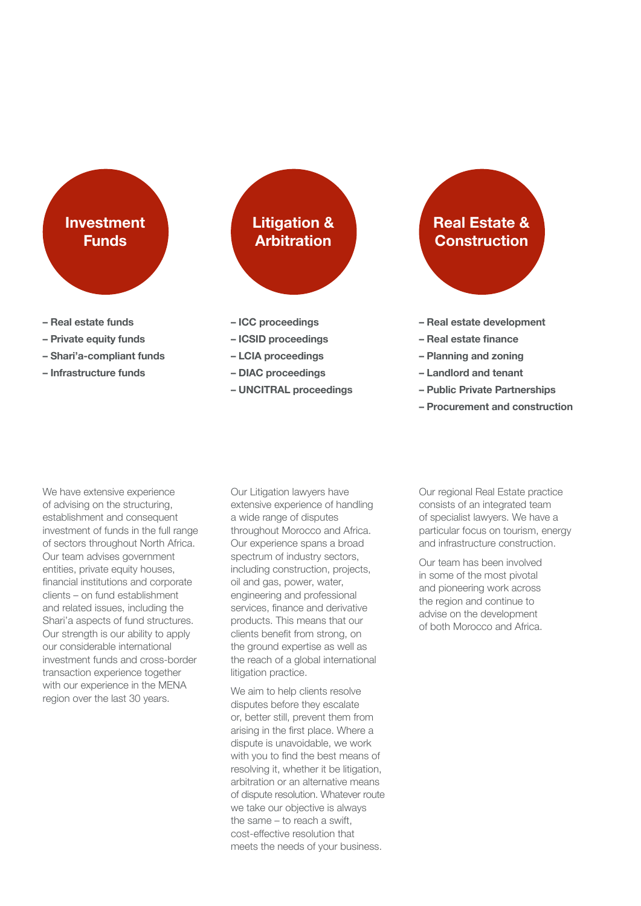## Investment Funds

- Real estate funds
- Private equity funds
- Shari'a-compliant funds
- Infrastructure funds

We have extensive experience of advising on the structuring, establishment and consequent investment of funds in the full range of sectors throughout North Africa. Our team advises government entities, private equity houses, financial institutions and corporate clients – on fund establishment and related issues, including the Shari'a aspects of fund structures. Our strength is our ability to apply our considerable international investment funds and cross-border transaction experience together with our experience in the MENA region over the last 30 years.

## Litigation & Arbitration

- ICC proceedings
- ICSID proceedings
- LCIA proceedings
- DIAC proceedings
- UNCITRAL proceedings

Our Litigation lawyers have extensive experience of handling a wide range of disputes throughout Morocco and Africa. Our experience spans a broad spectrum of industry sectors, including construction, projects, oil and gas, power, water, engineering and professional services, finance and derivative products. This means that our clients benefit from strong, on the ground expertise as well as the reach of a global international litigation practice.

We aim to help clients resolve disputes before they escalate or, better still, prevent them from arising in the first place. Where a dispute is unavoidable, we work with you to find the best means of resolving it, whether it be litigation, arbitration or an alternative means of dispute resolution. Whatever route we take our objective is always the same – to reach a swift, cost-effective resolution that meets the needs of your business.

## Real Estate & Construction

- Real estate development
- Real estate finance
- Planning and zoning
- Landlord and tenant
- Public Private Partnerships
- Procurement and construction

Our regional Real Estate practice consists of an integrated team of specialist lawyers. We have a particular focus on tourism, energy and infrastructure construction.

Our team has been involved in some of the most pivotal and pioneering work across the region and continue to advise on the development of both Morocco and Africa.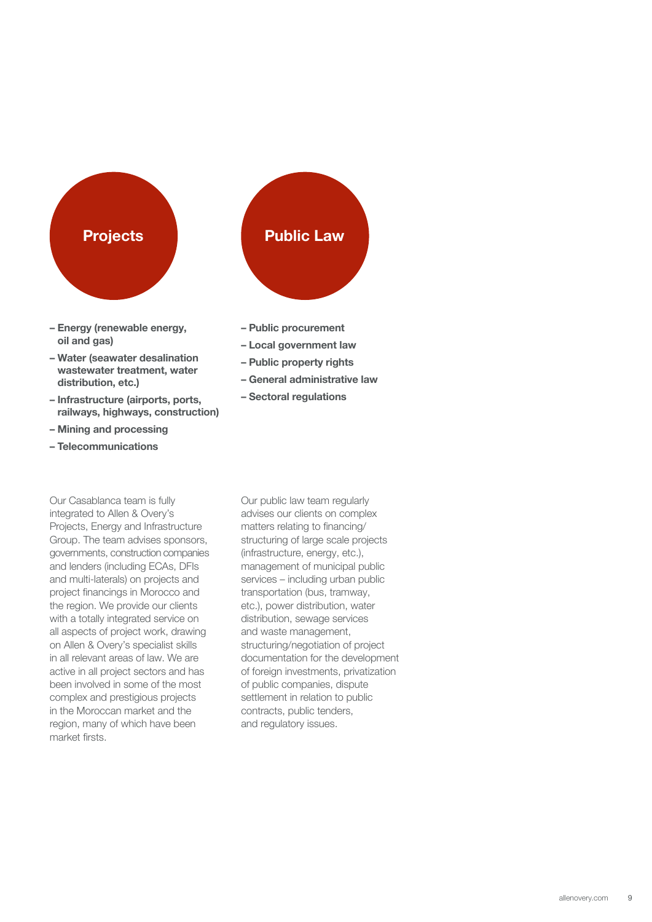## Projects

- **Energy (renewable energy, oil and gas)**
- **Water (seawater desalination wastewater treatment, water distribution, etc.)**
- **Infrastructure (airports, ports, railways, highways, construction)**
- **Mining and processing**
- **Telecommunications**

Our Casablanca team is fully integrated to Allen & Overy's Projects, Energy and Infrastructure Group. The team advises sponsors, governments, construction companies and lenders (including ECAs, DFIs and multi-laterals) on projects and project financings in Morocco and the region. We provide our clients with a totally integrated service on all aspects of project work, drawing on Allen & Overy's specialist skills in all relevant areas of law. We are active in all project sectors and has been involved in some of the most complex and prestigious projects in the Moroccan market and the region, many of which have been market firsts.

## Public Law

- **Public procurement**
- **Local government law**
- **Public property rights**
- **General administrative law**
- **Sectoral regulations**

Our public law team regularly advises our clients on complex matters relating to financing/structuring of large scale projects (infrastructure, energy, etc.), management of municipal public services – including urban public transportation (bus, tramway, etc.), power distribution, water distribution, sewage services and waste management, structuring/negotiation of project documentation for the development of foreign investments, privatization of public companies, dispute settlement in relation to public contracts, public tenders, and regulatory issues.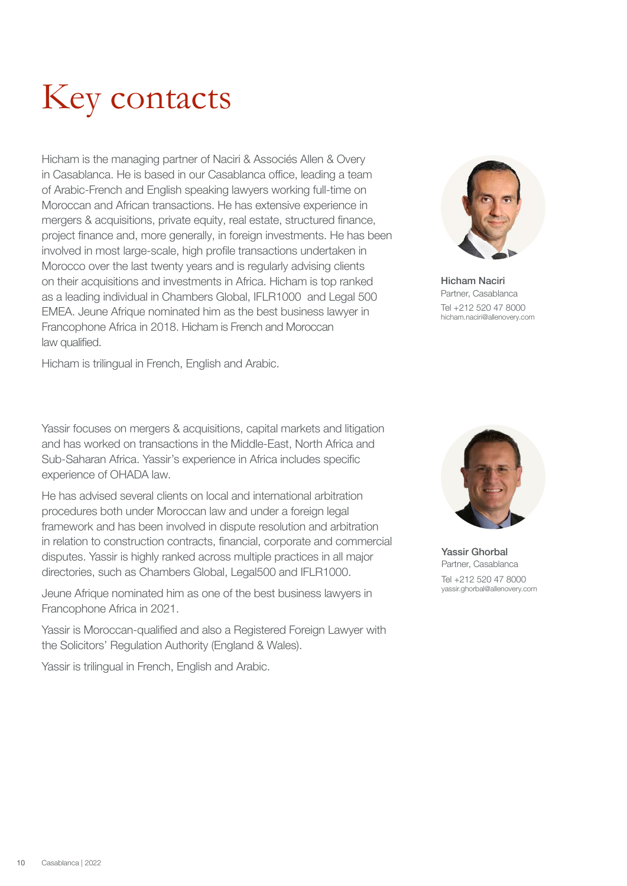# Key contacts

Hicham is the managing partner of Naciri & Associés Allen & Overy in Casablanca. He is based in our Casablanca office, leading a team of Arabic-French and English speaking lawyers working full-time on Moroccan and African transactions. He has extensive experience in mergers & acquisitions, private equity, real estate, structured finance, project finance and, more generally, in foreign investments. He has been involved in most large-scale, high profile transactions undertaken in Morocco over the last twenty years and is regularly advising clients on their acquisitions and investments in Africa. Hicham is top ranked as a leading individual in Chambers Global, IFLR1000 and Legal 500 EMEA. Jeune Afrique nominated him as the best business lawyer in Francophone Africa in 2018. Hicham is French and Moroccan law qualified.

Hicham is trilingual in French, English and Arabic.

**Hicham Naciri**
Partner, Casablanca
Tel +212 520 47 8000
hicham.naciri@allenovery.com

Yassir focuses on mergers & acquisitions, capital markets and litigation and has worked on transactions in the Middle-East, North Africa and Sub-Saharan Africa. Yassir's experience in Africa includes specific experience of OHADA law.

He has advised several clients on local and international arbitration procedures both under Moroccan law and under a foreign legal framework and has been involved in dispute resolution and arbitration in relation to construction contracts, financial, corporate and commercial disputes. Yassir is highly ranked across multiple practices in all major directories, such as Chambers Global, Legal500 and IFLR1000.

Jeune Afrique nominated him as one of the best business lawyers in Francophone Africa in 2021.

Yassir is Moroccan-qualified and also a Registered Foreign Lawyer with the Solicitors' Regulation Authority (England & Wales).

Yassir is trilingual in French, English and Arabic.

**Yassir Ghorbal**
Partner, Casablanca
Tel +212 520 47 8000
yassir.ghorbal@allenovery.com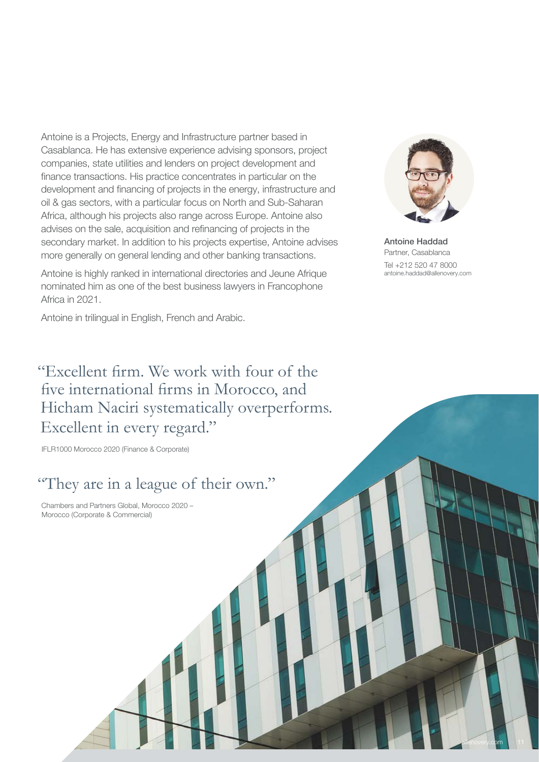Antoine is a Projects, Energy and Infrastructure partner based in Casablanca. He has extensive experience advising sponsors, project companies, state utilities and lenders on project development and finance transactions. His practice concentrates in particular on the development and financing of projects in the energy, infrastructure and oil & gas sectors, with a particular focus on North and Sub-Saharan Africa, although his projects also range across Europe. Antoine also advises on the sale, acquisition and refinancing of projects in the secondary market. In addition to his projects expertise, Antoine advises more generally on general lending and other banking transactions.

Antoine is highly ranked in international directories and Jeune Afrique nominated him as one of the best business lawyers in Francophone Africa in 2021.

Antoine in trilingual in English, French and Arabic.

**Antoine Haddad**
Partner, Casablanca
Tel +212 520 47 8000
antoine.haddad@allenovery.com

"Excellent firm. We work with four of the five international firms in Morocco, and Hicham Naciri systematically overperforms. Excellent in every regard."

IFLR1000 Morocco 2020 (Finance & Corporate)

"They are in a league of their own."

Chambers and Partners Global, Morocco 2020 – Morocco (Corporate & Commercial)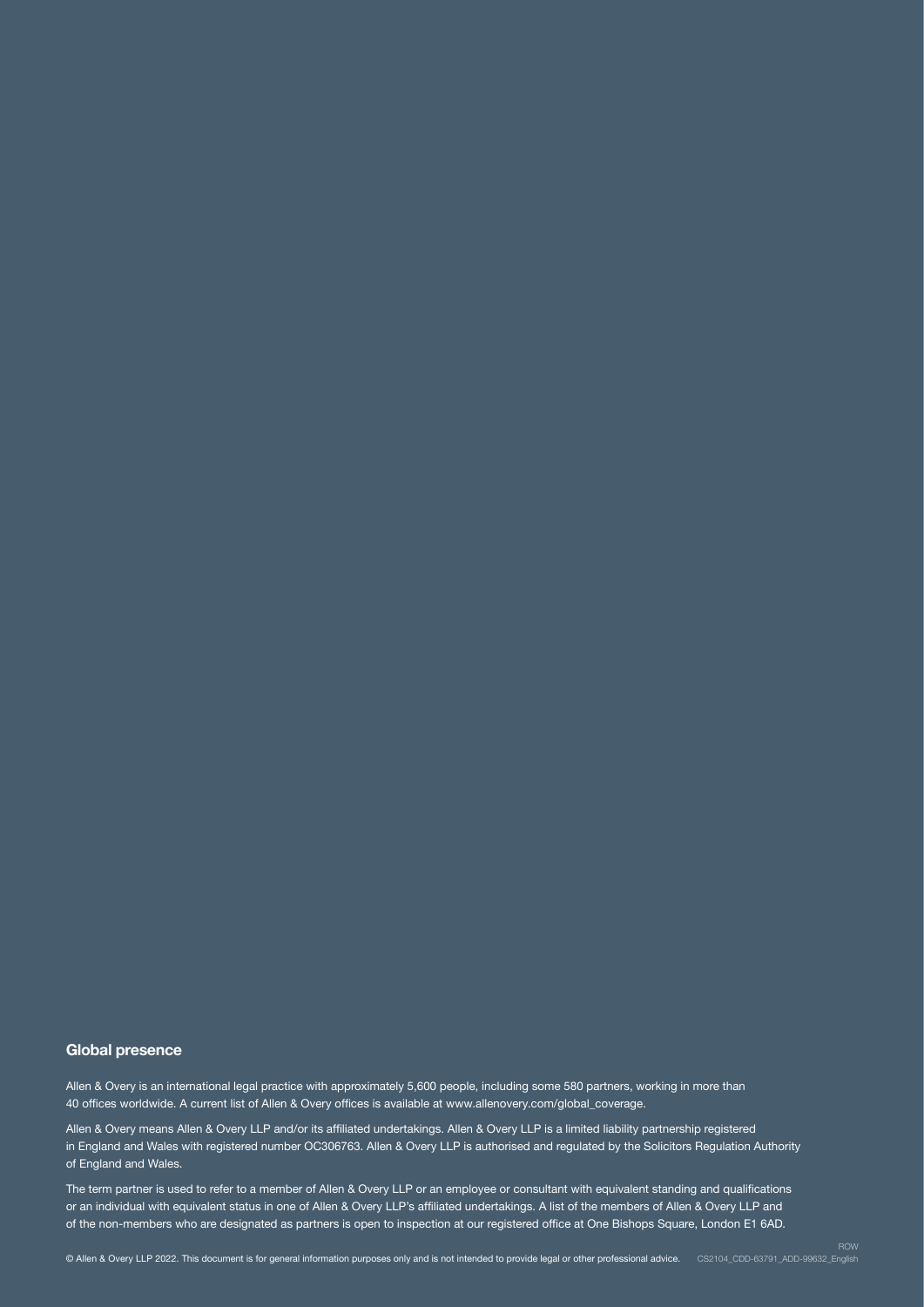## Global presence

Allen & Overy is an international legal practice with approximately 5,600 people, including some 580 partners, working in more than 40 offices worldwide. A current list of Allen & Overy offices is available at www.allenovery.com/global_coverage.

Allen & Overy means Allen & Overy LLP and/or its affiliated undertakings. Allen & Overy LLP is a limited liability partnership registered in England and Wales with registered number OC306763. Allen & Overy LLP is authorised and regulated by the Solicitors Regulation Authority of England and Wales.

The term partner is used to refer to a member of Allen & Overy LLP or an employee or consultant with equivalent standing and qualifications or an individual with equivalent status in one of Allen & Overy LLP's affiliated undertakings. A list of the members of Allen & Overy LLP and of the non-members who are designated as partners is open to inspection at our registered office at One Bishops Square, London E1 6AD.

© Allen & Overy LLP 2022. This document is for general information purposes only and is not intended to provide legal or other professional advice.

ROW
CS2104_CDD-63791_ADD-99632_English